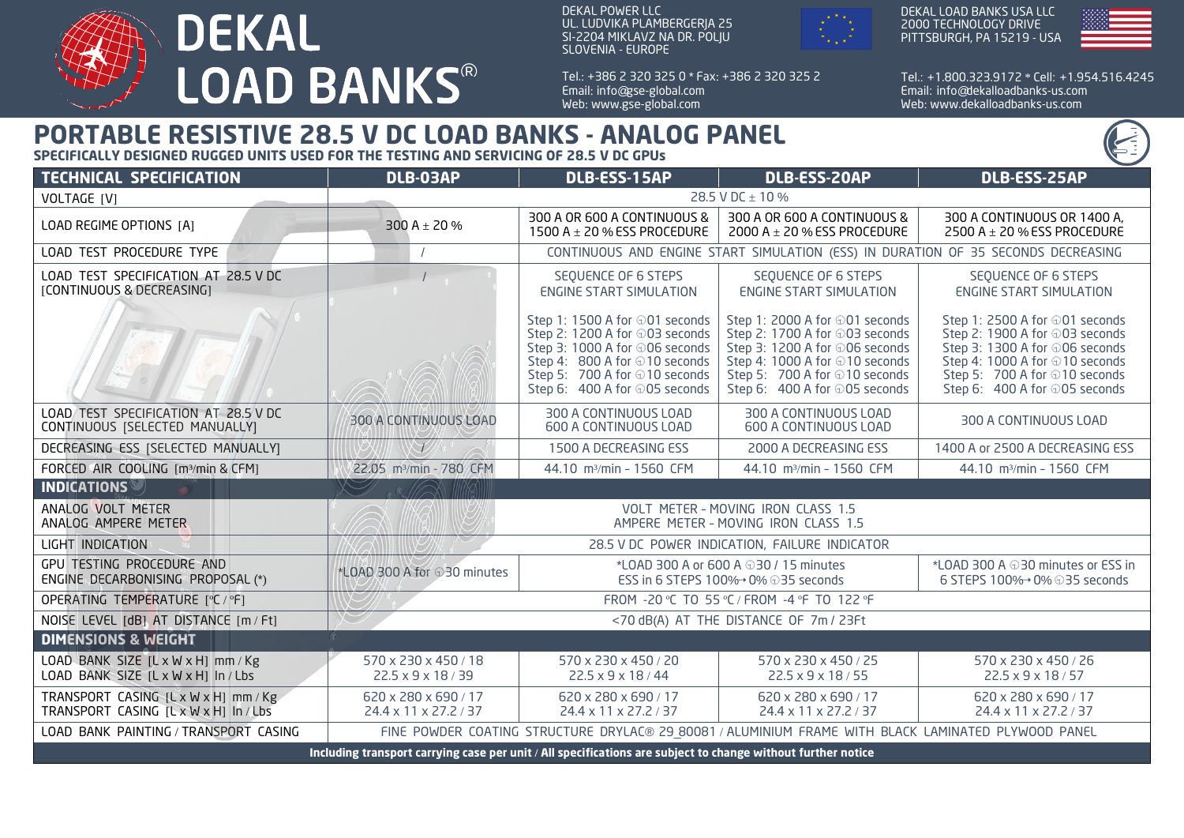# DEKAL LOAD BANKS®

DEKAL POWER LLC
UL. LUDVIKA PLAMBERGERJA 25
SI-2204 MIKLAVZ NA DR. POLJU
SLOVENIA - EUROPE

Tel.: +386 2 320 325 0 * Fax: +386 2 320 325 2
Email: info@gse-global.com
Web: www.gse-global.com

DEKAL LOAD BANKS USA LLC
2000 TECHNOLOGY DRIVE
PITTSBURGH, PA 15219 - USA

Tel.: +1.800.323.9172 * Cell: +1.954.516.4245
Email: info@dekalloadbanks-us.com
Web: www.dekalloadbanks-us.com

## PORTABLE RESISTIVE 28.5 V DC LOAD BANKS - ANALOG PANEL

**SPECIFICALLY DESIGNED RUGGED UNITS USED FOR THE TESTING AND SERVICING OF 28.5 V DC GPUs**

| TECHNICAL SPECIFICATION | DLB-03AP | DLB-ESS-15AP | DLB-ESS-20AP | DLB-ESS-25AP |
|---|---|---|---|---|
| VOLTAGE [V] | 28.5 V DC ± 10 % | | | |
| LOAD REGIME OPTIONS [A] | 300 A ± 20 % | 300 A OR 600 A CONTINUOUS & 1500 A ± 20 % ESS PROCEDURE | 300 A OR 600 A CONTINUOUS & 2000 A ± 20 % ESS PROCEDURE | 300 A CONTINUOUS OR 1400 A, 2500 A ± 20 % ESS PROCEDURE |
| LOAD TEST PROCEDURE TYPE | / | CONTINUOUS AND ENGINE START SIMULATION (ESS) IN DURATION OF 35 SECONDS DECREASING | | |
| LOAD TEST SPECIFICATION AT 28.5 V DC [CONTINUOUS & DECREASING] | / | SEQUENCE OF 6 STEPS ENGINE START SIMULATION<br>Step 1: 1500 A for 01 seconds<br>Step 2: 1200 A for 03 seconds<br>Step 3: 1000 A for 06 seconds<br>Step 4: 800 A for 10 seconds<br>Step 5: 700 A for 10 seconds<br>Step 6: 400 A for 05 seconds | SEQUENCE OF 6 STEPS ENGINE START SIMULATION<br>Step 1: 2000 A for 01 seconds<br>Step 2: 1700 A for 03 seconds<br>Step 3: 1200 A for 06 seconds<br>Step 4: 1000 A for 10 seconds<br>Step 5: 700 A for 10 seconds<br>Step 6: 400 A for 05 seconds | SEQUENCE OF 6 STEPS ENGINE START SIMULATION<br>Step 1: 2500 A for 01 seconds<br>Step 2: 1900 A for 03 seconds<br>Step 3: 1300 A for 06 seconds<br>Step 4: 1000 A for 10 seconds<br>Step 5: 700 A for 10 seconds<br>Step 6: 400 A for 05 seconds |
| LOAD TEST SPECIFICATION AT 28.5 V DC CONTINUOUS [SELECTED MANUALLY] | 300 A CONTINUOUS LOAD | 300 A CONTINUOUS LOAD<br>600 A CONTINUOUS LOAD | 300 A CONTINUOUS LOAD<br>600 A CONTINUOUS LOAD | 300 A CONTINUOUS LOAD |
| DECREASING ESS [SELECTED MANUALLY] | / | 1500 A DECREASING ESS | 2000 A DECREASING ESS | 1400 A or 2500 A DECREASING ESS |
| FORCED AIR COOLING [m³/min & CFM] | 22.05 m³/min - 780 CFM | 44.10 m³/min - 1560 CFM | 44.10 m³/min - 1560 CFM | 44.10 m³/min - 1560 CFM |
| **INDICATIONS** | | | | |
| ANALOG VOLT METER<br>ANALOG AMPERE METER | VOLT METER - MOVING IRON CLASS 1.5<br>AMPERE METER - MOVING IRON CLASS 1.5 | | | |
| LIGHT INDICATION | 28.5 V DC POWER INDICATION, FAILURE INDICATOR | | | |
| GPU TESTING PROCEDURE AND ENGINE DECARBONISING PROPOSAL (*) | *LOAD 300 A for 30 minutes | *LOAD 300 A or 600 A 30 / 15 minutes<br>ESS in 6 STEPS 100%→0% 35 seconds | | *LOAD 300 A 30 minutes or ESS in 6 STEPS 100%→0% 35 seconds |
| OPERATING TEMPERATURE [°C / °F] | FROM -20 °C TO 55 °C / FROM -4 °F TO 122 °F | | | |
| NOISE LEVEL [dB] AT DISTANCE [m / Ft] | <70 dB(A) AT THE DISTANCE OF 7m / 23Ft | | | |
| **DIMENSIONS & WEIGHT** | | | | |
| LOAD BANK SIZE [L x W x H] mm / Kg<br>LOAD BANK SIZE [L x W x H] In / Lbs | 570 x 230 x 450 / 18<br>22.5 x 9 x 18 / 39 | 570 x 230 x 450 / 20<br>22.5 x 9 x 18 / 44 | 570 x 230 x 450 / 25<br>22.5 x 9 x 18 / 55 | 570 x 230 x 450 / 26<br>22.5 x 9 x 18 / 57 |
| TRANSPORT CASING [L x W x H] mm / Kg<br>TRANSPORT CASING [L x W x H] In / Lbs | 620 x 280 x 690 / 17<br>24.4 x 11 x 27.2 / 37 | 620 x 280 x 690 / 17<br>24.4 x 11 x 27.2 / 37 | 620 x 280 x 690 / 17<br>24.4 x 11 x 27.2 / 37 | 620 x 280 x 690 / 17<br>24.4 x 11 x 27.2 / 37 |
| LOAD BANK PAINTING / TRANSPORT CASING | FINE POWDER COATING STRUCTURE DRYLAC® 29_80081 / ALUMINIUM FRAME WITH BLACK LAMINATED PLYWOOD PANEL | | | |

**Including transport carrying case per unit / All specifications are subject to change without further notice**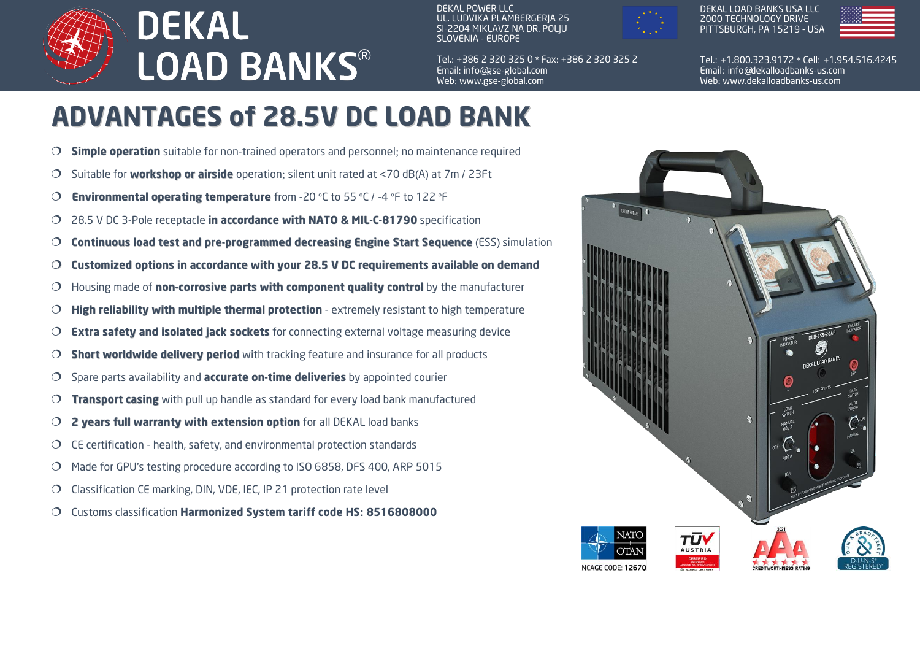# DEKAL LOAD BANKS®

DEKAL POWER LLC
UL. LUDVIKA PLAMBERGERJA 25
SI-2204 MIKLAVZ NA DR. POLJU
SLOVENIA - EUROPE

Tel.: +386 2 320 325 0 * Fax: +386 2 320 325 2
Email: info@gse-global.com
Web: www.gse-global.com

DEKAL LOAD BANKS USA LLC
2000 TECHNOLOGY DRIVE
PITTSBURGH, PA 15219 - USA

Tel.: +1.800.323.9172 * Cell: +1.954.516.4245
Email: info@dekalloadbanks-us.com
Web: www.dekalloadbanks-us.com

## ADVANTAGES of 28.5V DC LOAD BANK

- **Simple operation** suitable for non-trained operators and personnel; no maintenance required
- Suitable for **workshop or airside** operation; silent unit rated at <70 dB(A) at 7m / 23Ft
- **Environmental operating temperature** from -20 °C to 55 °C / -4 °F to 122 °F
- 28.5 V DC 3-Pole receptacle **in accordance with NATO & MIL-C-81790** specification
- **Continuous load test and pre-programmed decreasing Engine Start Sequence** (ESS) simulation
- **Customized options in accordance with your 28.5 V DC requirements available on demand**
- Housing made of **non-corrosive parts with component quality control** by the manufacturer
- **High reliability with multiple thermal protection** - extremely resistant to high temperature
- **Extra safety and isolated jack sockets** for connecting external voltage measuring device
- **Short worldwide delivery period** with tracking feature and insurance for all products
- Spare parts availability and **accurate on-time deliveries** by appointed courier
- **Transport casing** with pull up handle as standard for every load bank manufactured
- **2 years full warranty with extension option** for all DEKAL load banks
- CE certification - health, safety, and environmental protection standards
- Made for GPU's testing procedure according to ISO 6858, DFS 400, ARP 5015
- Classification CE marking, DIN, VDE, IEC, IP 21 protection rate level
- Customs classification **Harmonized System tariff code HS: 8516808000**

NCAGE CODE: **1267Q**